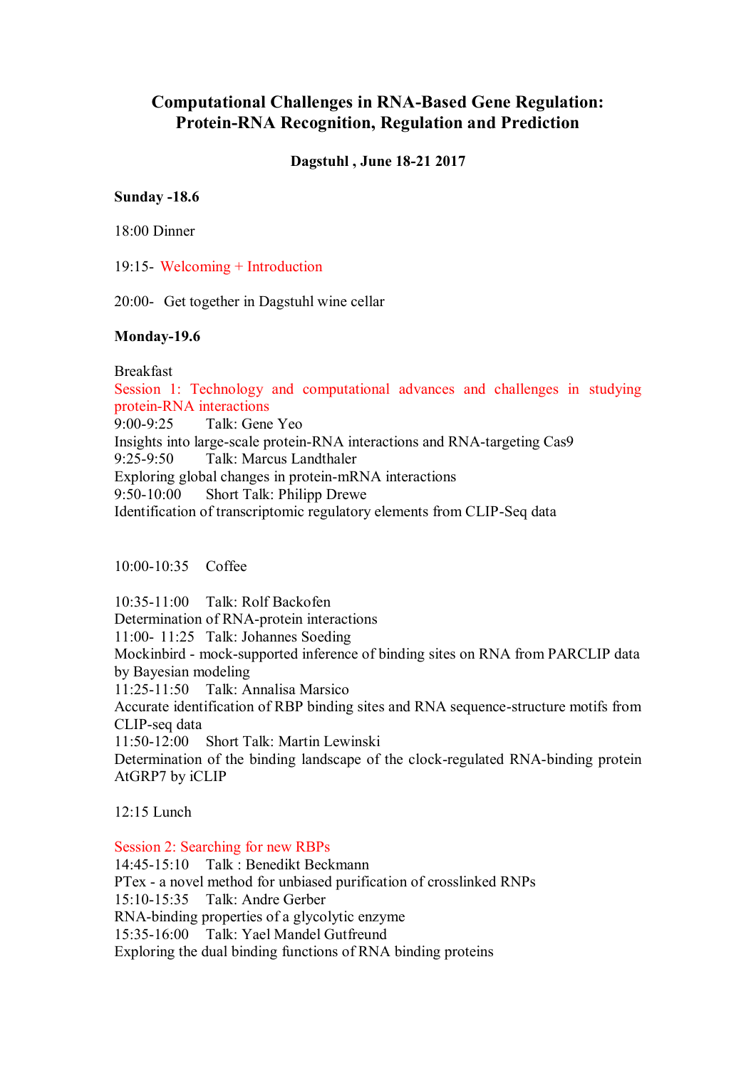# Computational Challenges in RNA-Based Gene Regulation: Protein-RNA Recognition, Regulation and Prediction

**Dagstuhl , June 18-21 2017**

**Sunday -18.6**

18:00 Dinner

19:15- Welcoming + Introduction

20:00- Get together in Dagstuhl wine cellar

**Monday-19.6**

Breakfast

Session 1: Technology and computational advances and challenges in studying protein-RNA interactions

9:00-9:25 Talk: Gene Yeo
Insights into large-scale protein-RNA interactions and RNA-targeting Cas9

9:25-9:50 Talk: Marcus Landthaler
Exploring global changes in protein-mRNA interactions

9:50-10:00 Short Talk: Philipp Drewe
Identification of transcriptomic regulatory elements from CLIP-Seq data

10:00-10:35 Coffee

10:35-11:00 Talk: Rolf Backofen
Determination of RNA-protein interactions

11:00- 11:25 Talk: Johannes Soeding
Mockinbird - mock-supported inference of binding sites on RNA from PARCLIP data by Bayesian modeling

11:25-11:50 Talk: Annalisa Marsico
Accurate identification of RBP binding sites and RNA sequence-structure motifs from CLIP-seq data

11:50-12:00 Short Talk: Martin Lewinski
Determination of the binding landscape of the clock-regulated RNA-binding protein AtGRP7 by iCLIP

12:15 Lunch

Session 2: Searching for new RBPs

14:45-15:10 Talk : Benedikt Beckmann
PTex - a novel method for unbiased purification of crosslinked RNPs

15:10-15:35 Talk: Andre Gerber
RNA-binding properties of a glycolytic enzyme

15:35-16:00 Talk: Yael Mandel Gutfreund
Exploring the dual binding functions of RNA binding proteins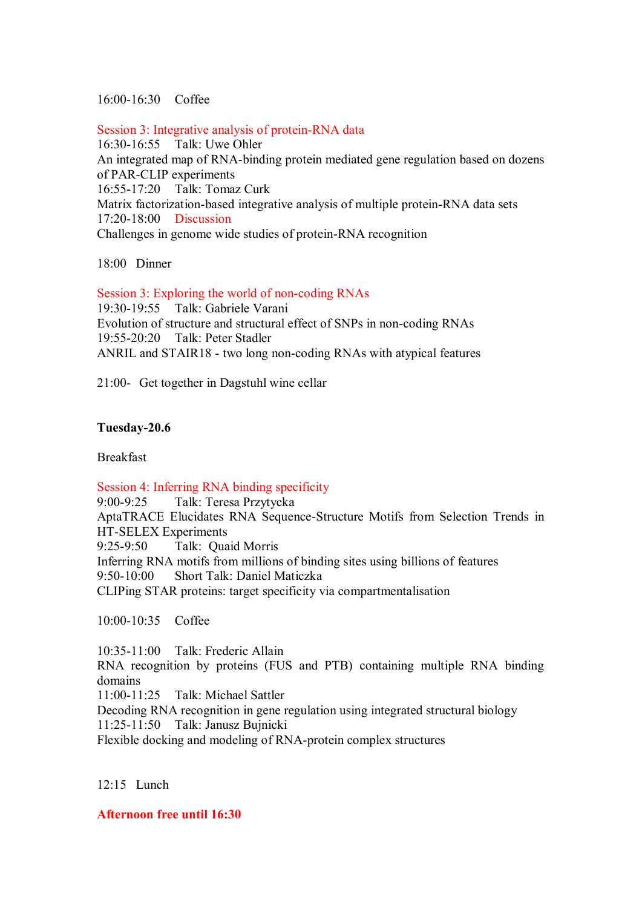16:00-16:30 Coffee

**Session 3: Integrative analysis of protein-RNA data**

16:30-16:55 Talk: Uwe Ohler
An integrated map of RNA-binding protein mediated gene regulation based on dozens of PAR-CLIP experiments

16:55-17:20 Talk: Tomaz Curk
Matrix factorization-based integrative analysis of multiple protein-RNA data sets

17:20-18:00 Discussion
Challenges in genome wide studies of protein-RNA recognition

18:00 Dinner

**Session 3: Exploring the world of non-coding RNAs**

19:30-19:55 Talk: Gabriele Varani
Evolution of structure and structural effect of SNPs in non-coding RNAs

19:55-20:20 Talk: Peter Stadler
ANRIL and STAIR18 - two long non-coding RNAs with atypical features

21:00- Get together in Dagstuhl wine cellar

## Tuesday-20.6

Breakfast

**Session 4: Inferring RNA binding specificity**

9:00-9:25 Talk: Teresa Przytycka
AptaTRACE Elucidates RNA Sequence-Structure Motifs from Selection Trends in HT-SELEX Experiments

9:25-9:50 Talk: Quaid Morris
Inferring RNA motifs from millions of binding sites using billions of features

9:50-10:00 Short Talk: Daniel Maticzka
CLIPing STAR proteins: target specificity via compartmentalisation

10:00-10:35 Coffee

10:35-11:00 Talk: Frederic Allain
RNA recognition by proteins (FUS and PTB) containing multiple RNA binding domains

11:00-11:25 Talk: Michael Sattler
Decoding RNA recognition in gene regulation using integrated structural biology

11:25-11:50 Talk: Janusz Bujnicki
Flexible docking and modeling of RNA-protein complex structures

12:15 Lunch

**Afternoon free until 16:30**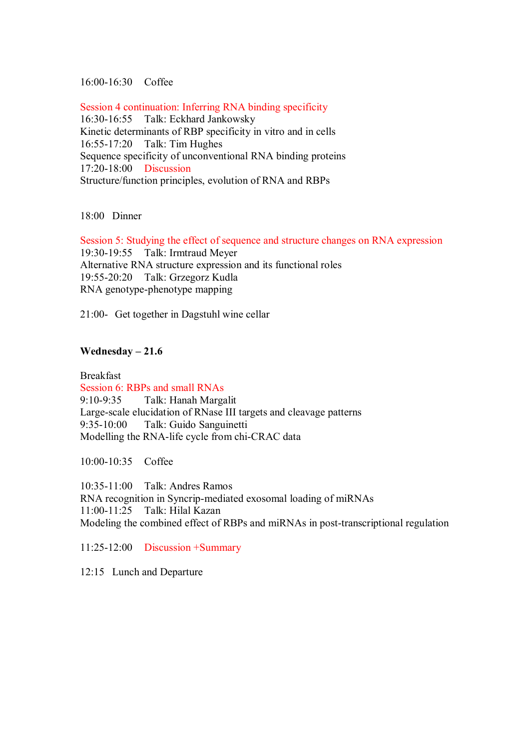16:00-16:30 Coffee

Session 4 continuation: Inferring RNA binding specificity

16:30-16:55 Talk: Eckhard Jankowsky
Kinetic determinants of RBP specificity in vitro and in cells

16:55-17:20 Talk: Tim Hughes
Sequence specificity of unconventional RNA binding proteins

17:20-18:00 Discussion
Structure/function principles, evolution of RNA and RBPs

18:00 Dinner

Session 5: Studying the effect of sequence and structure changes on RNA expression

19:30-19:55 Talk: Irmtraud Meyer
Alternative RNA structure expression and its functional roles

19:55-20:20 Talk: Grzegorz Kudla
RNA genotype-phenotype mapping

21:00- Get together in Dagstuhl wine cellar

**Wednesday – 21.6**

Breakfast

Session 6: RBPs and small RNAs

9:10-9:35 Talk: Hanah Margalit
Large-scale elucidation of RNase III targets and cleavage patterns

9:35-10:00 Talk: Guido Sanguinetti
Modelling the RNA-life cycle from chi-CRAC data

10:00-10:35 Coffee

10:35-11:00 Talk: Andres Ramos
RNA recognition in Syncrip-mediated exosomal loading of miRNAs

11:00-11:25 Talk: Hilal Kazan
Modeling the combined effect of RBPs and miRNAs in post-transcriptional regulation

11:25-12:00 Discussion +Summary

12:15 Lunch and Departure